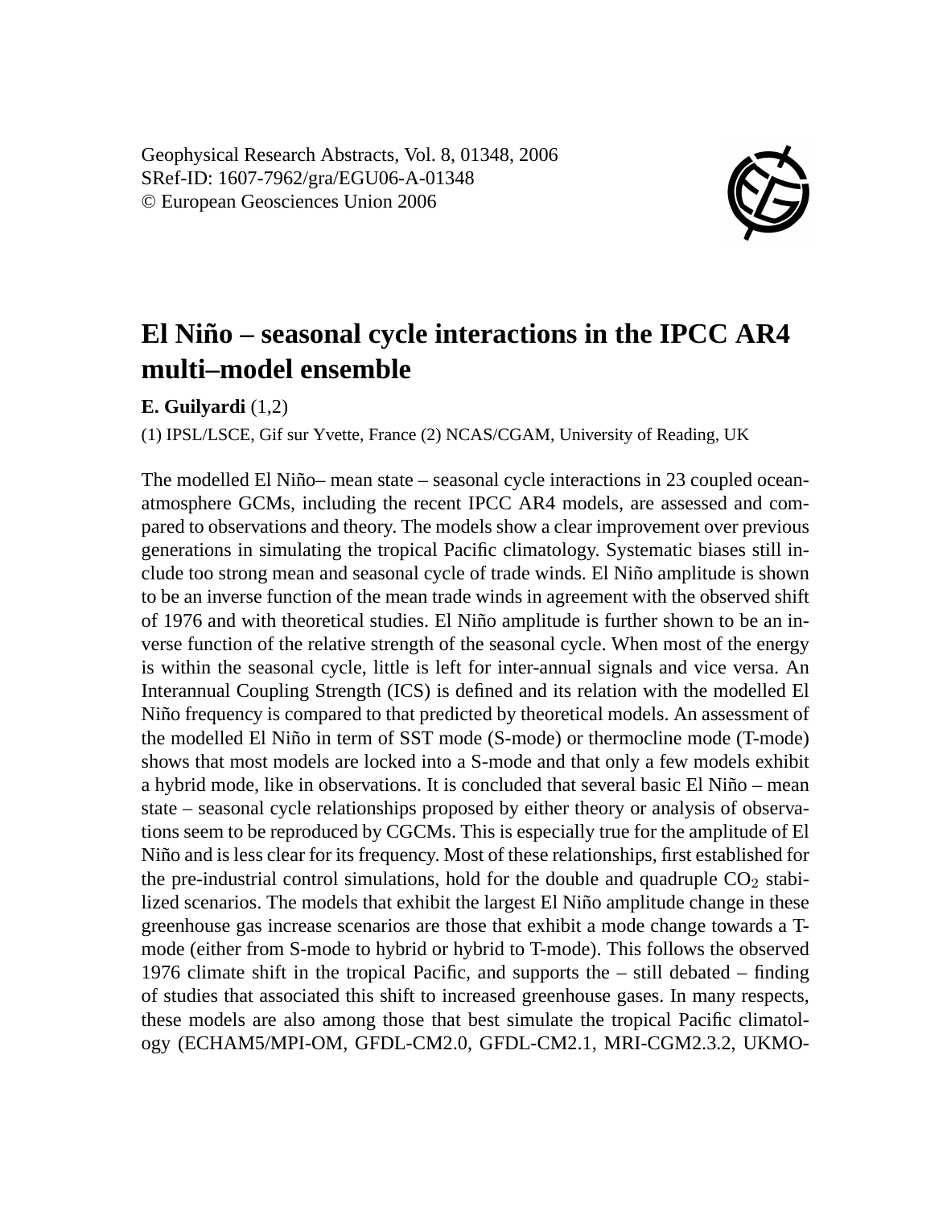Geophysical Research Abstracts, Vol. 8, 01348, 2006
SRef-ID: 1607-7962/gra/EGU06-A-01348
© European Geosciences Union 2006

# El Niño – seasonal cycle interactions in the IPCC AR4 multi–model ensemble

**E. Guilyardi** (1,2)

(1) IPSL/LSCE, Gif sur Yvette, France (2) NCAS/CGAM, University of Reading, UK

The modelled El Niño– mean state – seasonal cycle interactions in 23 coupled ocean-atmosphere GCMs, including the recent IPCC AR4 models, are assessed and compared to observations and theory. The models show a clear improvement over previous generations in simulating the tropical Pacific climatology. Systematic biases still include too strong mean and seasonal cycle of trade winds. El Niño amplitude is shown to be an inverse function of the mean trade winds in agreement with the observed shift of 1976 and with theoretical studies. El Niño amplitude is further shown to be an inverse function of the relative strength of the seasonal cycle. When most of the energy is within the seasonal cycle, little is left for inter-annual signals and vice versa. An Interannual Coupling Strength (ICS) is defined and its relation with the modelled El Niño frequency is compared to that predicted by theoretical models. An assessment of the modelled El Niño in term of SST mode (S-mode) or thermocline mode (T-mode) shows that most models are locked into a S-mode and that only a few models exhibit a hybrid mode, like in observations. It is concluded that several basic El Niño – mean state – seasonal cycle relationships proposed by either theory or analysis of observations seem to be reproduced by CGCMs. This is especially true for the amplitude of El Niño and is less clear for its frequency. Most of these relationships, first established for the pre-industrial control simulations, hold for the double and quadruple $CO_2$ stabilized scenarios. The models that exhibit the largest El Niño amplitude change in these greenhouse gas increase scenarios are those that exhibit a mode change towards a T-mode (either from S-mode to hybrid or hybrid to T-mode). This follows the observed 1976 climate shift in the tropical Pacific, and supports the – still debated – finding of studies that associated this shift to increased greenhouse gases. In many respects, these models are also among those that best simulate the tropical Pacific climatology (ECHAM5/MPI-OM, GFDL-CM2.0, GFDL-CM2.1, MRI-CGM2.3.2, UKMO-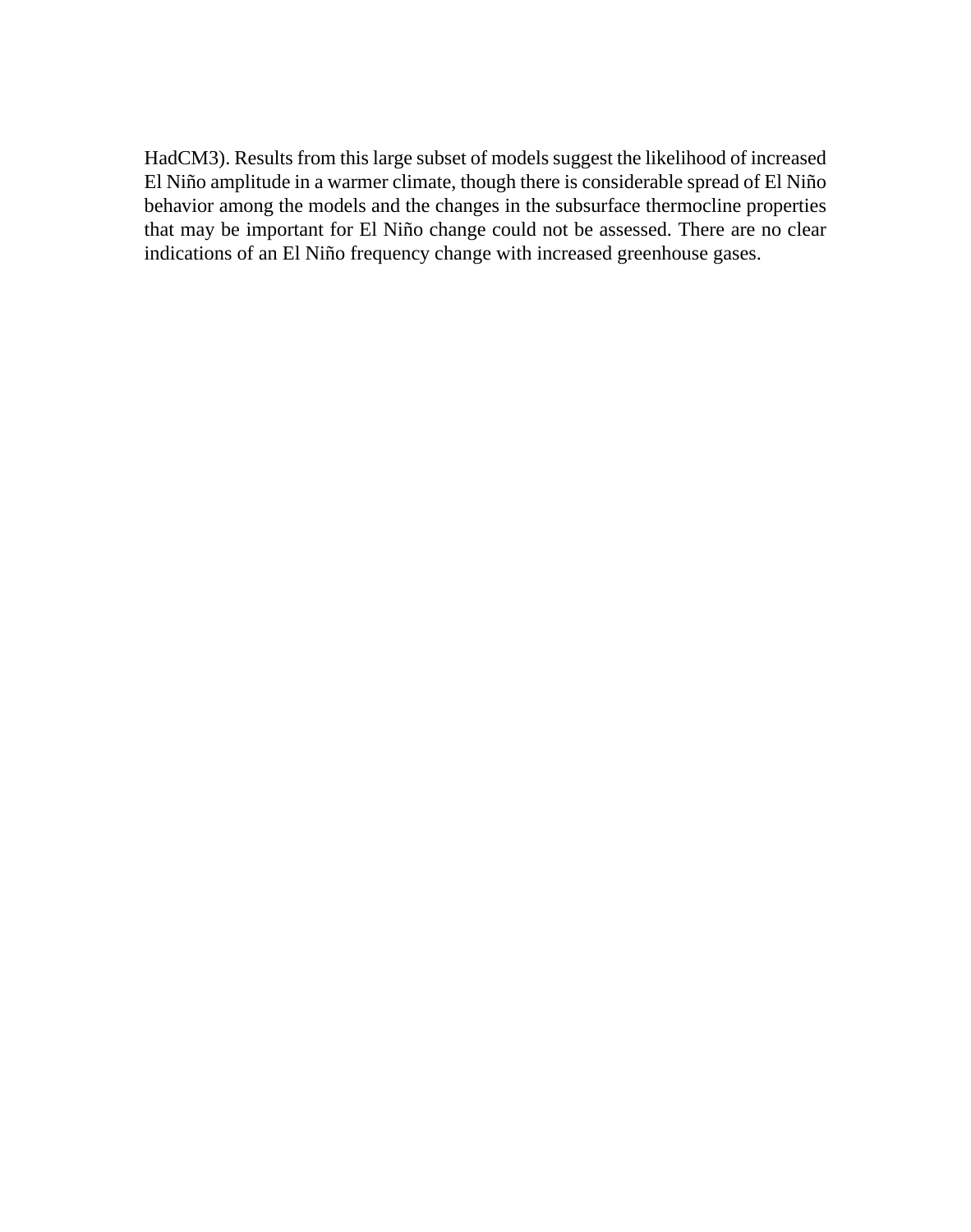HadCM3). Results from this large subset of models suggest the likelihood of increased El Niño amplitude in a warmer climate, though there is considerable spread of El Niño behavior among the models and the changes in the subsurface thermocline properties that may be important for El Niño change could not be assessed. There are no clear indications of an El Niño frequency change with increased greenhouse gases.